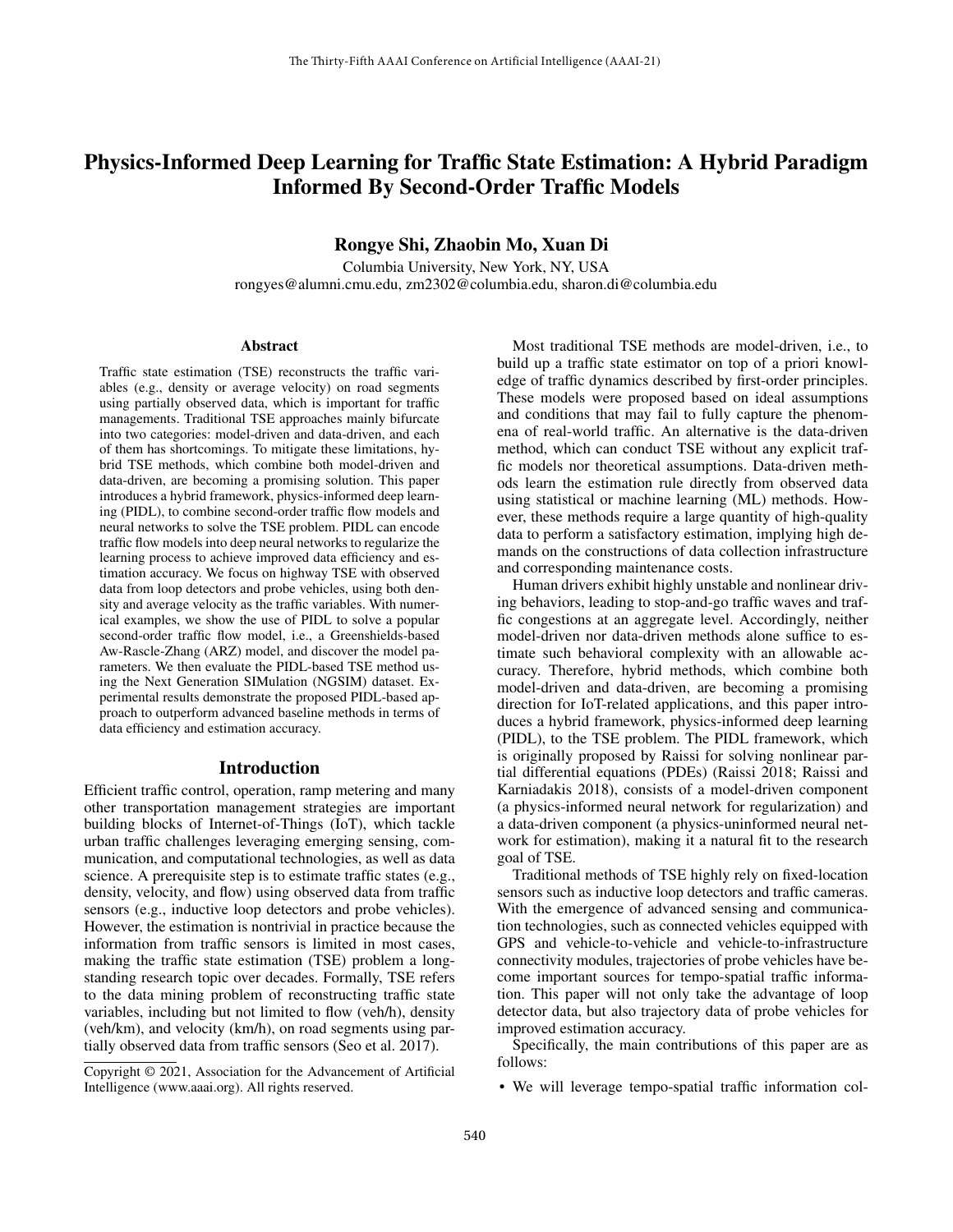# Physics-Informed Deep Learning for Traffic State Estimation: A Hybrid Paradigm Informed By Second-Order Traffic Models

**Rongye Shi, Zhaobin Mo, Xuan Di**

Columbia University, New York, NY, USA
rongyes@alumni.cmu.edu, zm2302@columbia.edu, sharon.di@columbia.edu

## Abstract

Traffic state estimation (TSE) reconstructs the traffic variables (e.g., density or average velocity) on road segments using partially observed data, which is important for traffic managements. Traditional TSE approaches mainly bifurcate into two categories: model-driven and data-driven, and each of them has shortcomings. To mitigate these limitations, hybrid TSE methods, which combine both model-driven and data-driven, are becoming a promising solution. This paper introduces a hybrid framework, physics-informed deep learning (PIDL), to combine second-order traffic flow models and neural networks to solve the TSE problem. PIDL can encode traffic flow models into deep neural networks to regularize the learning process to achieve improved data efficiency and estimation accuracy. We focus on highway TSE with observed data from loop detectors and probe vehicles, using both density and average velocity as the traffic variables. With numerical examples, we show the use of PIDL to solve a popular second-order traffic flow model, i.e., a Greenshields-based Aw-Rascle-Zhang (ARZ) model, and discover the model parameters. We then evaluate the PIDL-based TSE method using the Next Generation SIMulation (NGSIM) dataset. Experimental results demonstrate the proposed PIDL-based approach to outperform advanced baseline methods in terms of data efficiency and estimation accuracy.

## Introduction

Efficient traffic control, operation, ramp metering and many other transportation management strategies are important building blocks of Internet-of-Things (IoT), which tackle urban traffic challenges leveraging emerging sensing, communication, and computational technologies, as well as data science. A prerequisite step is to estimate traffic states (e.g., density, velocity, and flow) using observed data from traffic sensors (e.g., inductive loop detectors and probe vehicles). However, the estimation is nontrivial in practice because the information from traffic sensors is limited in most cases, making the traffic state estimation (TSE) problem a long-standing research topic over decades. Formally, TSE refers to the data mining problem of reconstructing traffic state variables, including but not limited to flow (veh/h), density (veh/km), and velocity (km/h), on road segments using partially observed data from traffic sensors (Seo et al. 2017).

Most traditional TSE methods are model-driven, i.e., to build up a traffic state estimator on top of a priori knowledge of traffic dynamics described by first-order principles. These models were proposed based on ideal assumptions and conditions that may fail to fully capture the phenomena of real-world traffic. An alternative is the data-driven method, which can conduct TSE without any explicit traffic models nor theoretical assumptions. Data-driven methods learn the estimation rule directly from observed data using statistical or machine learning (ML) methods. However, these methods require a large quantity of high-quality data to perform a satisfactory estimation, implying high demands on the constructions of data collection infrastructure and corresponding maintenance costs.

Human drivers exhibit highly unstable and nonlinear driving behaviors, leading to stop-and-go traffic waves and traffic congestions at an aggregate level. Accordingly, neither model-driven nor data-driven methods alone suffice to estimate such behavioral complexity with an allowable accuracy. Therefore, hybrid methods, which combine both model-driven and data-driven, are becoming a promising direction for IoT-related applications, and this paper introduces a hybrid framework, physics-informed deep learning (PIDL), to the TSE problem. The PIDL framework, which is originally proposed by Raissi for solving nonlinear partial differential equations (PDEs) (Raissi 2018; Raissi and Karniadakis 2018), consists of a model-driven component (a physics-informed neural network for regularization) and a data-driven component (a physics-uninformed neural network for estimation), making it a natural fit to the research goal of TSE.

Traditional methods of TSE highly rely on fixed-location sensors such as inductive loop detectors and traffic cameras. With the emergence of advanced sensing and communication technologies, such as connected vehicles equipped with GPS and vehicle-to-vehicle and vehicle-to-infrastructure connectivity modules, trajectories of probe vehicles have become important sources for tempo-spatial traffic information. This paper will not only take the advantage of loop detector data, but also trajectory data of probe vehicles for improved estimation accuracy.

Specifically, the main contributions of this paper are as follows:

- We will leverage tempo-spatial traffic information col-

Copyright © 2021, Association for the Advancement of Artificial Intelligence (www.aaai.org). All rights reserved.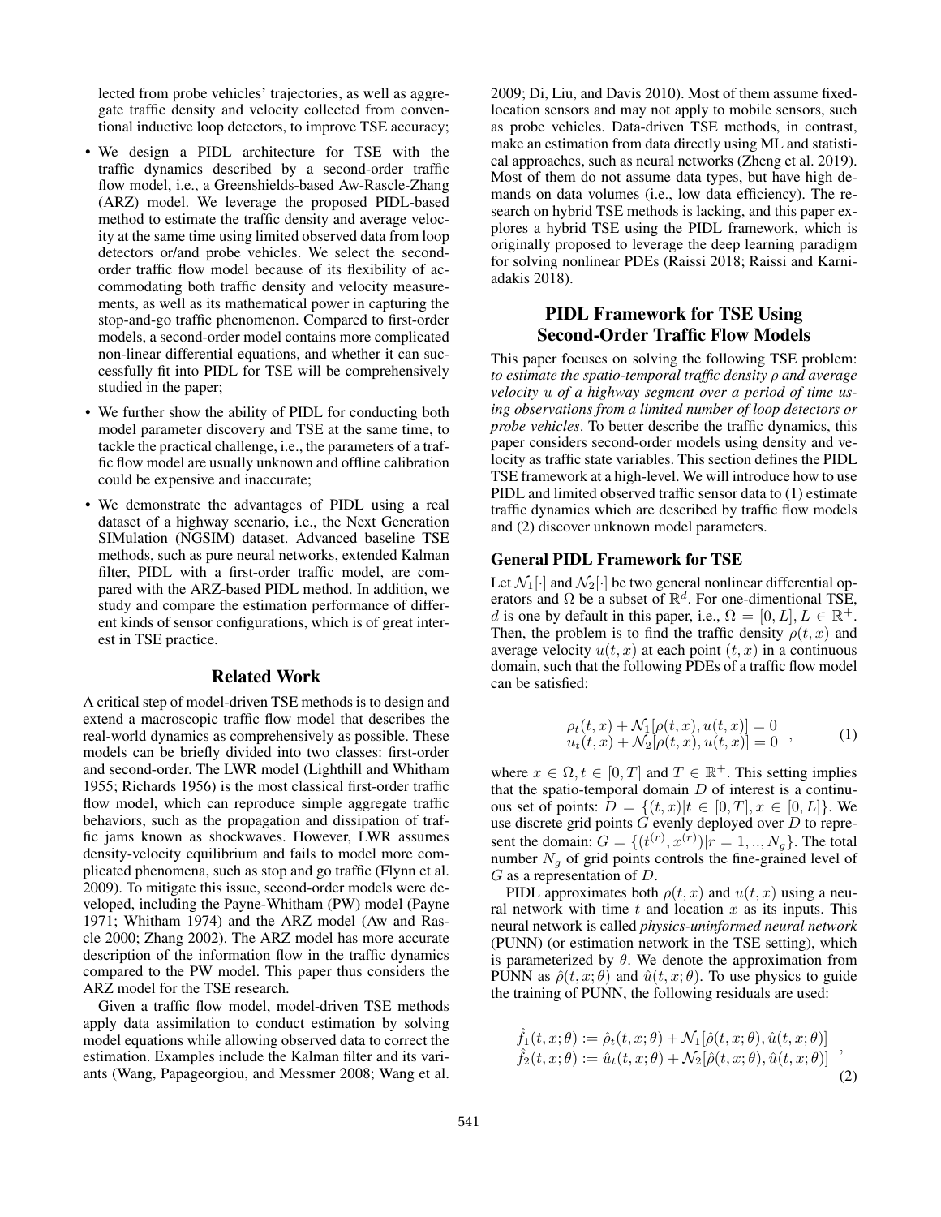lected from probe vehicles' trajectories, as well as aggregate traffic density and velocity collected from conventional inductive loop detectors, to improve TSE accuracy;

- We design a PIDL architecture for TSE with the traffic dynamics described by a second-order traffic flow model, i.e., a Greenshields-based Aw-Rascle-Zhang (ARZ) model. We leverage the proposed PIDL-based method to estimate the traffic density and average velocity at the same time using limited observed data from loop detectors or/and probe vehicles. We select the second-order traffic flow model because of its flexibility of accommodating both traffic density and velocity measurements, as well as its mathematical power in capturing the stop-and-go traffic phenomenon. Compared to first-order models, a second-order model contains more complicated non-linear differential equations, and whether it can successfully fit into PIDL for TSE will be comprehensively studied in the paper;
- We further show the ability of PIDL for conducting both model parameter discovery and TSE at the same time, to tackle the practical challenge, i.e., the parameters of a traffic flow model are usually unknown and offline calibration could be expensive and inaccurate;
- We demonstrate the advantages of PIDL using a real dataset of a highway scenario, i.e., the Next Generation SIMulation (NGSIM) dataset. Advanced baseline TSE methods, such as pure neural networks, extended Kalman filter, PIDL with a first-order traffic model, are compared with the ARZ-based PIDL method. In addition, we study and compare the estimation performance of different kinds of sensor configurations, which is of great interest in TSE practice.

## Related Work

A critical step of model-driven TSE methods is to design and extend a macroscopic traffic flow model that describes the real-world dynamics as comprehensively as possible. These models can be briefly divided into two classes: first-order and second-order. The LWR model (Lighthill and Whitham 1955; Richards 1956) is the most classical first-order traffic flow model, which can reproduce simple aggregate traffic behaviors, such as the propagation and dissipation of traffic jams known as shockwaves. However, LWR assumes density-velocity equilibrium and fails to model more complicated phenomena, such as stop and go traffic (Flynn et al. 2009). To mitigate this issue, second-order models were developed, including the Payne-Whitham (PW) model (Payne 1971; Whitham 1974) and the ARZ model (Aw and Rascle 2000; Zhang 2002). The ARZ model has more accurate description of the information flow in the traffic dynamics compared to the PW model. This paper thus considers the ARZ model for the TSE research.

Given a traffic flow model, model-driven TSE methods apply data assimilation to conduct estimation by solving model equations while allowing observed data to correct the estimation. Examples include the Kalman filter and its variants (Wang, Papageorgiou, and Messmer 2008; Wang et al. 2009; Di, Liu, and Davis 2010). Most of them assume fixed-location sensors and may not apply to mobile sensors, such as probe vehicles. Data-driven TSE methods, in contrast, make an estimation from data directly using ML and statistical approaches, such as neural networks (Zheng et al. 2019). Most of them do not assume data types, but have high demands on data volumes (i.e., low data efficiency). The research on hybrid TSE methods is lacking, and this paper explores a hybrid TSE using the PIDL framework, which is originally proposed to leverage the deep learning paradigm for solving nonlinear PDEs (Raissi 2018; Raissi and Karniadakis 2018).

## PIDL Framework for TSE Using Second-Order Traffic Flow Models

This paper focuses on solving the following TSE problem: *to estimate the spatio-temporal traffic density $\rho$ and average velocity $u$ of a highway segment over a period of time using observations from a limited number of loop detectors or probe vehicles*. To better describe the traffic dynamics, this paper considers second-order models using density and velocity as traffic state variables. This section defines the PIDL TSE framework at a high-level. We will introduce how to use PIDL and limited observed traffic sensor data to (1) estimate traffic dynamics which are described by traffic flow models and (2) discover unknown model parameters.

### General PIDL Framework for TSE

Let $\mathcal{N}_1[\cdot]$ and $\mathcal{N}_2[\cdot]$ be two general nonlinear differential operators and $\Omega$ be a subset of $\mathbb{R}^d$. For one-dimentional TSE, $d$ is one by default in this paper, i.e., $\Omega = [0, L], L \in \mathbb{R}^+$. Then, the problem is to find the traffic density $\rho(t, x)$ and average velocity $u(t, x)$ at each point $(t, x)$ in a continuous domain, such that the following PDEs of a traffic flow model can be satisfied:

$$
\begin{array}{l}
\rho_t(t, x) + \mathcal{N}_1[\rho(t, x), u(t, x)] = 0 \\
u_t(t, x) + \mathcal{N}_2[\rho(t, x), u(t, x)] = 0
\end{array}, \tag{1}
$$

where $x \in \Omega, t \in [0, T]$ and $T \in \mathbb{R}^+$. This setting implies that the spatio-temporal domain $D$ of interest is a continuous set of points: $D = \{(t, x) | t \in [0, T], x \in [0, L]\}$. We use discrete grid points $G$ evenly deployed over $D$ to represent the domain: $G = \{(t^{(r)}, x^{(r)}) | r = 1, .., N_g\}$. The total number $N_g$ of grid points controls the fine-grained level of $G$ as a representation of $D$.

PIDL approximates both $\rho(t, x)$ and $u(t, x)$ using a neural network with time $t$ and location $x$ as its inputs. This neural network is called *physics-uninformed neural network* (PUNN) (or estimation network in the TSE setting), which is parameterized by $\theta$. We denote the approximation from PUNN as $\hat{\rho}(t, x; \theta)$ and $\hat{u}(t, x; \theta)$. To use physics to guide the training of PUNN, the following residuals are used:

$$
\begin{array}{l}
\hat{f}_1(t, x; \theta) := \hat{\rho}_t(t, x; \theta) + \mathcal{N}_1[\hat{\rho}(t, x; \theta), \hat{u}(t, x; \theta)] \\
\hat{f}_2(t, x; \theta) := \hat{u}_t(t, x; \theta) + \mathcal{N}_2[\hat{\rho}(t, x; \theta), \hat{u}(t, x; \theta)]
\end{array}, \tag{2}
$$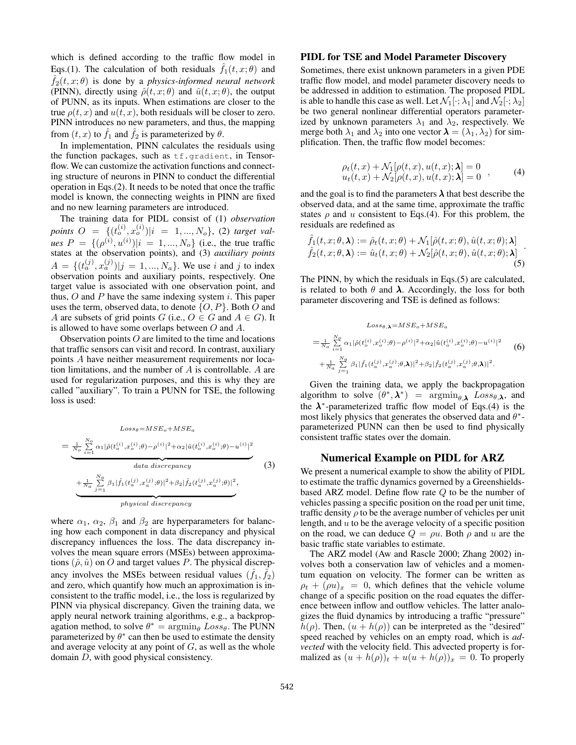which is defined according to the traffic flow model in Eqs.(1). The calculation of both residuals $\hat{f}_1(t,x;\theta)$ and $\hat{f}_2(t,x;\theta)$ is done by a *physics-informed neural network* (PINN), directly using $\hat{\rho}(t,x;\theta)$ and $\hat{u}(t,x;\theta)$, the output of PUNN, as its inputs. When estimations are closer to the true $\rho(t,x)$ and $u(t,x)$, both residuals will be closer to zero. PINN introduces no new parameters, and thus, the mapping from $(t,x)$ to $\hat{f}_1$ and $\hat{f}_2$ is parameterized by $\theta$.

In implementation, PINN calculates the residuals using the function packages, such as `tf.gradient`, in Tensorflow. We can customize the activation functions and connecting structure of neurons in PINN to conduct the differential operation in Eqs.(2). It needs to be noted that once the traffic model is known, the connecting weights in PINN are fixed and no new learning parameters are introduced.

The training data for PIDL consist of (1) *observation points* $O = \{(t_o^{(i)}, x_o^{(i)}) | i = 1, ..., N_o\}$, (2) *target values* $P = \{(\rho^{(i)}, u^{(i)}) | i = 1, ..., N_o\}$ (i.e., the true traffic states at the observation points), and (3) *auxiliary points* $A = \{(t_a^{(j)}, x_a^{(j)}) | j = 1, ..., N_a\}$. We use $i$ and $j$ to index observation points and auxiliary points, respectively. One target value is associated with one observation point, and thus, $O$ and $P$ have the same indexing system $i$. This paper uses the term, observed data, to denote $\{O, P\}$. Both $O$ and $A$ are subsets of grid points $G$ (i.e., $O \in G$ and $A \in G$). It is allowed to have some overlaps between $O$ and $A$.

Observation points $O$ are limited to the time and locations that traffic sensors can visit and record. In contrast, auxiliary points $A$ have neither measurement requirements nor location limitations, and the number of $A$ is controllable. $A$ are used for regularization purposes, and this is why they are called "auxiliary". To train a PUNN for TSE, the following loss is used:

$$
\begin{aligned}
Loss_\theta &= MSE_o + MSE_a \\
&= \underbrace{\frac{1}{N_o}\sum_{i=1}^{N_o} \alpha_1 |\hat{\rho}(t_o^{(i)}, x_o^{(i)};\theta) - \rho^{(i)}|^2 + \alpha_2 |\hat{u}(t_o^{(i)}, x_o^{(i)};\theta) - u^{(i)}|^2}_{data\ discrepancy} \\
&\quad \underbrace{+ \frac{1}{N_a}\sum_{j=1}^{N_a} \beta_1 |\hat{f}_1(t_a^{(j)}, x_a^{(j)};\theta)|^2 + \beta_2 |\hat{f}_2(t_a^{(j)}, x_a^{(j)};\theta)|^2}_{physical\ discrepancy},
\end{aligned} \tag{3}
$$

where $\alpha_1$, $\alpha_2$, $\beta_1$ and $\beta_2$ are hyperparameters for balancing how each component in data discrepancy and physical discrepancy influences the loss. The data discrepancy involves the mean square errors (MSEs) between approximations $(\hat{\rho}, \hat{u})$ on $O$ and target values $P$. The physical discrepancy involves the MSEs between residual values $(\hat{f}_1, \hat{f}_2)$ and zero, which quantify how much an approximation is inconsistent to the traffic model, i.e., the loss is regularized by PINN via physical discrepancy. Given the training data, we apply neural network training algorithms, e.g., a backpropagation method, to solve $\theta^* = \mathrm{argmin}_\theta\ Loss_\theta$. The PUNN parameterized by $\theta^*$ can then be used to estimate the density and average velocity at any point of $G$, as well as the whole domain $D$, with good physical consistency.

### PIDL for TSE and Model Parameter Discovery

Sometimes, there exist unknown parameters in a given PDE traffic flow model, and model parameter discovery needs to be addressed in addition to estimation. The proposed PIDL is able to handle this case as well. Let $\mathcal{N}_1[\cdot;\lambda_1]$ and $\mathcal{N}_2[\cdot;\lambda_2]$ be two general nonlinear differential operators parameterized by unknown parameters $\lambda_1$ and $\lambda_2$, respectively. We merge both $\lambda_1$ and $\lambda_2$ into one vector $\boldsymbol{\lambda} = (\lambda_1, \lambda_2)$ for simplification. Then, the traffic flow model becomes:

$$
\begin{aligned}
\rho_t(t,x) + \mathcal{N}_1[\rho(t,x), u(t,x);\boldsymbol{\lambda}] = 0 \\
u_t(t,x) + \mathcal{N}_2[\rho(t,x), u(t,x);\boldsymbol{\lambda}] = 0
\end{aligned}\ , \tag{4}
$$

and the goal is to find the parameters $\boldsymbol{\lambda}$ that best describe the observed data, and at the same time, approximate the traffic states $\rho$ and $u$ consistent to Eqs.(4). For this problem, the residuals are redefined as

$$
\begin{aligned}
\hat{f}_1(t,x;\theta,\boldsymbol{\lambda}) := \hat{\rho}_t(t,x;\theta) + \mathcal{N}_1[\hat{\rho}(t,x;\theta), \hat{u}(t,x;\theta);\boldsymbol{\lambda}] \\
\hat{f}_2(t,x;\theta,\boldsymbol{\lambda}) := \hat{u}_t(t,x;\theta) + \mathcal{N}_2[\hat{\rho}(t,x;\theta), \hat{u}(t,x;\theta);\boldsymbol{\lambda}]
\end{aligned}\ . \tag{5}
$$

The PINN, by which the residuals in Eqs.(5) are calculated, is related to both $\theta$ and $\boldsymbol{\lambda}$. Accordingly, the loss for both parameter discovering and TSE is defined as follows:

$$
\begin{aligned}
Loss_{\theta,\boldsymbol{\lambda}} &= MSE_o + MSE_a \\
&= \frac{1}{N_o}\sum_{i=1}^{N_o} \alpha_1 |\hat{\rho}(t_o^{(i)}, x_o^{(i)};\theta) - \rho^{(i)}|^2 + \alpha_2 |\hat{u}(t_o^{(i)}, x_o^{(i)};\theta) - u^{(i)}|^2 \\
&\quad + \frac{1}{N_a}\sum_{j=1}^{N_a} \beta_1 |\hat{f}_1(t_a^{(j)}, x_a^{(j)};\theta,\boldsymbol{\lambda})|^2 + \beta_2 |\hat{f}_2(t_a^{(j)}, x_a^{(j)};\theta,\boldsymbol{\lambda})|^2.
\end{aligned} \tag{6}
$$

Given the training data, we apply the backpropagation algorithm to solve $(\theta^*, \boldsymbol{\lambda}^*) = \mathrm{argmin}_{\theta,\boldsymbol{\lambda}}\ Loss_{\theta,\boldsymbol{\lambda}}$, and the $\boldsymbol{\lambda}^*$-parameterized traffic flow model of Eqs.(4) is the most likely physics that generates the observed data and $\theta^*$-parameterized PUNN can then be used to find physically consistent traffic states over the domain.

## Numerical Example on PIDL for ARZ

We present a numerical example to show the ability of PIDL to estimate the traffic dynamics governed by a Greenshields-based ARZ model. Define flow rate $Q$ to be the number of vehicles passing a specific position on the road per unit time, traffic density $\rho$ to be the average number of vehicles per unit length, and $u$ to be the average velocity of a specific position on the road, we can deduce $Q = \rho u$. Both $\rho$ and $u$ are the basic traffic state variables to estimate.

The ARZ model (Aw and Rascle 2000; Zhang 2002) involves both a conservation law of vehicles and a momentum equation on velocity. The former can be written as $\rho_t + (\rho u)_x = 0$, which defines that the vehicle volume change of a specific position on the road equates the difference between inflow and outflow vehicles. The latter analogizes the fluid dynamics by introducing a traffic "pressure" $h(\rho)$. Then, $(u + h(\rho))$ can be interpreted as the "desired" speed reached by vehicles on an empty road, which is *advected* with the velocity field. This advected property is formalized as $(u + h(\rho))_t + u(u + h(\rho))_x = 0$. To properly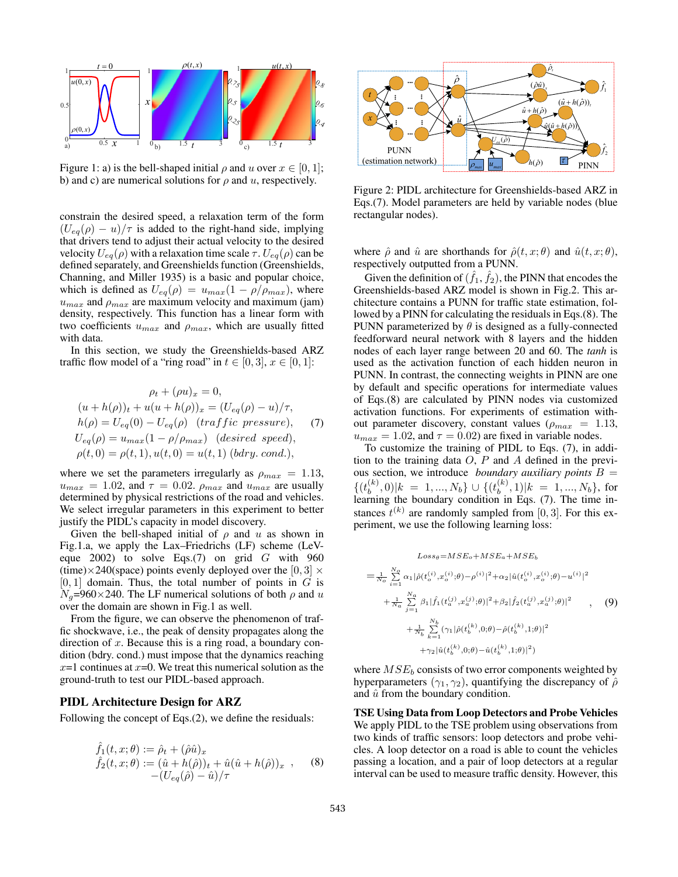Figure 1: a) is the bell-shaped initial $\rho$ and $u$ over $x \in [0, 1]$; b) and c) are numerical solutions for $\rho$ and $u$, respectively.

constrain the desired speed, a relaxation term of the form $(U_{eq}(\rho) - u)/\tau$ is added to the right-hand side, implying that drivers tend to adjust their actual velocity to the desired velocity $U_{eq}(\rho)$ with a relaxation time scale $\tau$. $U_{eq}(\rho)$ can be defined separately, and Greenshields function (Greenshields, Channing, and Miller 1935) is a basic and popular choice, which is defined as $U_{eq}(\rho) = u_{max}(1 - \rho/\rho_{max})$, where $u_{max}$ and $\rho_{max}$ are maximum velocity and maximum (jam) density, respectively. This function has a linear form with two coefficients $u_{max}$ and $\rho_{max}$, which are usually fitted with data.

In this section, we study the Greenshields-based ARZ traffic flow model of a "ring road" in $t \in [0, 3]$, $x \in [0, 1]$:

$$
\begin{aligned}
&\rho_t + (\rho u)_x = 0, \\
&(u + h(\rho))_t + u(u + h(\rho))_x = (U_{eq}(\rho) - u)/\tau, \\
&h(\rho) = U_{eq}(0) - U_{eq}(\rho) \quad (traffic\ pressure), \\
&U_{eq}(\rho) = u_{max}(1 - \rho/\rho_{max}) \quad (desired\ speed), \\
&\rho(t, 0) = \rho(t, 1), u(t, 0) = u(t, 1)\ (bdry.\ cond.),
\end{aligned}
\tag{7}
$$

where we set the parameters irregularly as $\rho_{max} = 1.13$, $u_{max} = 1.02$, and $\tau = 0.02$. $\rho_{max}$ and $u_{max}$ are usually determined by physical restrictions of the road and vehicles. We select irregular parameters in this experiment to better justify the PIDL's capacity in model discovery.

Given the bell-shaped initial of $\rho$ and $u$ as shown in Fig.1.a, we apply the Lax–Friedrichs (LF) scheme (LeVeque 2002) to solve Eqs.(7) on grid $G$ with 960 (time)×240(space) points evenly deployed over the $[0, 3] \times [0, 1]$ domain. Thus, the total number of points in $G$ is $N_g$=960×240. The LF numerical solutions of both $\rho$ and $u$ over the domain are shown in Fig.1 as well.

From the figure, we can observe the phenomenon of traffic shockwave, i.e., the peak of density propagates along the direction of $x$. Because this is a ring road, a boundary condition (bdry. cond.) must impose that the dynamics reaching $x$=1 continues at $x$=0. We treat this numerical solution as the ground-truth to test our PIDL-based approach.

## PIDL Architecture Design for ARZ

Following the concept of Eqs.(2), we define the residuals:

$$
\begin{aligned}
\hat{f}_1(t, x; \theta) &:= \hat{\rho}_t + (\hat{\rho}\hat{u})_x \\
\hat{f}_2(t, x; \theta) &:= (\hat{u} + h(\hat{\rho}))_t + \hat{u}(\hat{u} + h(\hat{\rho}))_x \\
&\quad -(U_{eq}(\hat{\rho}) - \hat{u})/\tau
\end{aligned}
\tag{8}
$$

Figure 2: PIDL architecture for Greenshields-based ARZ in Eqs.(7). Model parameters are held by variable nodes (blue rectangular nodes).

where $\hat{\rho}$ and $\hat{u}$ are shorthands for $\hat{\rho}(t, x; \theta)$ and $\hat{u}(t, x; \theta)$, respectively outputted from a PUNN.

Given the definition of $(\hat{f}_1, \hat{f}_2)$, the PINN that encodes the Greenshields-based ARZ model is shown in Fig.2. This architecture contains a PUNN for traffic state estimation, followed by a PINN for calculating the residuals in Eqs.(8). The PUNN parameterized by $\theta$ is designed as a fully-connected feedforward neural network with 8 layers and the hidden nodes of each layer range between 20 and 60. The *tanh* is used as the activation function of each hidden neuron in PUNN. In contrast, the connecting weights in PINN are one by default and specific operations for intermediate values of Eqs.(8) are calculated by PINN nodes via customized activation functions. For experiments of estimation without parameter discovery, constant values ($\rho_{max} = 1.13$, $u_{max} = 1.02$, and $\tau = 0.02$) are fixed in variable nodes.

To customize the training of PIDL to Eqs. (7), in addition to the training data $O$, $P$ and $A$ defined in the previous section, we introduce *boundary auxiliary points* $B = \{(t_b^{(k)}, 0)|k = 1, ..., N_b\} \cup \{(t_b^{(k)}, 1)|k = 1, ..., N_b\}$, for learning the boundary condition in Eqs. (7). The time instances $t^{(k)}$ are randomly sampled from $[0, 3]$. For this experiment, we use the following learning loss:

$$
\begin{aligned}
&Loss_\theta = MSE_o + MSE_a + MSE_b \\
&= \frac{1}{N_o}\sum_{i=1}^{N_o} \alpha_1|\hat{\rho}(t_o^{(i)}, x_o^{(i)}; \theta) - \rho^{(i)}|^2 + \alpha_2|\hat{u}(t_o^{(i)}, x_o^{(i)}; \theta) - u^{(i)}|^2 \\
&\quad + \frac{1}{N_a}\sum_{j=1}^{N_a} \beta_1|\hat{f}_1(t_a^{(j)}, x_a^{(j)}; \theta)|^2 + \beta_2|\hat{f}_2(t_a^{(j)}, x_a^{(j)}; \theta)|^2 \\
&\quad + \frac{1}{N_b}\sum_{k=1}^{N_b} (\gamma_1|\hat{\rho}(t_b^{(k)}, 0; \theta) - \hat{\rho}(t_b^{(k)}, 1; \theta)|^2 \\
&\quad + \gamma_2|\hat{u}(t_b^{(k)}, 0; \theta) - \hat{u}(t_b^{(k)}, 1; \theta)|^2)
\end{aligned}
\tag{9}
$$

where $MSE_b$ consists of two error components weighted by hyperparameters $(\gamma_1, \gamma_2)$, quantifying the discrepancy of $\hat{\rho}$ and $\hat{u}$ from the boundary condition.

## TSE Using Data from Loop Detectors and Probe Vehicles

We apply PIDL to the TSE problem using observations from two kinds of traffic sensors: loop detectors and probe vehicles. A loop detector on a road is able to count the vehicles passing a location, and a pair of loop detectors at a regular interval can be used to measure traffic density. However, this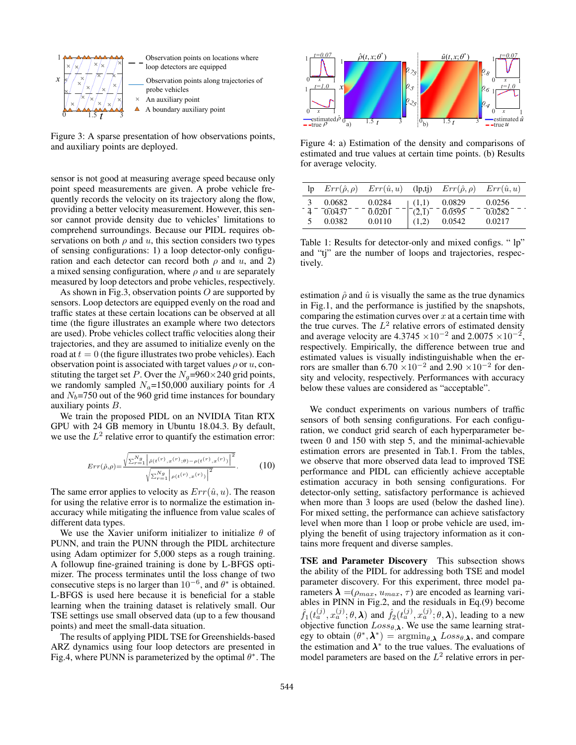Figure 3: A sparse presentation of how observations points, and auxiliary points are deployed.

sensor is not good at measuring average speed because only point speed measurements are given. A probe vehicle frequently records the velocity on its trajectory along the flow, providing a better velocity measurement. However, this sensor cannot provide density due to vehicles' limitations to comprehend surroundings. Because our PIDL requires observations on both $\rho$ and $u$, this section considers two types of sensing configurations: 1) a loop detector-only configuration and each detector can record both $\rho$ and $u$, and 2) a mixed sensing configuration, where $\rho$ and $u$ are separately measured by loop detectors and probe vehicles, respectively.

As shown in Fig.3, observation points $O$ are supported by sensors. Loop detectors are equipped evenly on the road and traffic states at these certain locations can be observed at all time (the figure illustrates an example where two detectors are used). Probe vehicles collect traffic velocities along their trajectories, and they are assumed to initialize evenly on the road at $t = 0$ (the figure illustrates two probe vehicles). Each observation point is associated with target values $\rho$ or $u$, constituting the target set $P$. Over the $N_g$=960×240 grid points, we randomly sampled $N_a$=150,000 auxiliary points for $A$ and $N_b$=750 out of the 960 grid time instances for boundary auxiliary points $B$.

We train the proposed PIDL on an NVIDIA Titan RTX GPU with 24 GB memory in Ubuntu 18.04.3. By default, we use the $L^2$ relative error to quantify the estimation error:

$$Err(\hat{\rho},\rho)=\frac{\sqrt{\sum_{r=1}^{N_g}\left|\hat{\rho}(t^{(r)},x^{(r)};\theta)-\rho(t^{(r)},x^{(r)})\right|^2}}{\sqrt{\sum_{r=1}^{N_g}\left|\rho(t^{(r)},x^{(r)})\right|^2}}. \tag{10}$$

The same error applies to velocity as $Err(\hat{u}, u)$. The reason for using the relative error is to normalize the estimation inaccuracy while mitigating the influence from value scales of different data types.

We use the Xavier uniform initializer to initialize $\theta$ of PUNN, and train the PUNN through the PIDL architecture using Adam optimizer for 5,000 steps as a rough training. A followup fine-grained training is done by L-BFGS optimizer. The process terminates until the loss change of two consecutive steps is no larger than $10^{-6}$, and $\theta^*$ is obtained. L-BFGS is used here because it is beneficial for a stable learning when the training dataset is relatively small. Our TSE settings use small observed data (up to a few thousand points) and meet the small-data situation.

The results of applying PIDL TSE for Greenshields-based ARZ dynamics using four loop detectors are presented in Fig.4, where PUNN is parameterized by the optimal $\theta^*$. The

Figure 4: a) Estimation of the density and comparisons of estimated and true values at certain time points. (b) Results for average velocity.

| lp | $Err(\hat{\rho},\rho)$ | $Err(\hat{u},u)$ | (lp,tj) | $Err(\hat{\rho},\rho)$ | $Err(\hat{u},u)$ |
|---|---|---|---|---|---|
| 3 | 0.0682 | 0.0284 | (1,1) | 0.0829 | 0.0256 |
| 4 | 0.0437 | 0.0201 | (2,1) | 0.0595 | 0.0282 |
| 5 | 0.0382 | 0.0110 | (1,2) | 0.0542 | 0.0217 |

Table 1: Results for detector-only and mixed configs. " lp" and "tj" are the number of loops and trajectories, respectively.

estimation $\hat{\rho}$ and $\hat{u}$ is visually the same as the true dynamics in Fig.1, and the performance is justified by the snapshots, comparing the estimation curves over $x$ at a certain time with the true curves. The $L^2$ relative errors of estimated density and average velocity are 4.3745 $\times 10^{-2}$ and 2.0075 $\times 10^{-2}$, respectively. Empirically, the difference between true and estimated values is visually indistinguishable when the errors are smaller than 6.70 $\times 10^{-2}$ and 2.90 $\times 10^{-2}$ for density and velocity, respectively. Performances with accuracy below these values are considered as "acceptable".

We conduct experiments on various numbers of traffic sensors of both sensing configurations. For each configuration, we conduct grid search of each hyperparameter between 0 and 150 with step 5, and the minimal-achievable estimation errors are presented in Tab.1. From the tables, we observe that more observed data lead to improved TSE performance and PIDL can efficiently achieve acceptable estimation accuracy in both sensing configurations. For detector-only setting, satisfactory performance is achieved when more than 3 loops are used (below the dashed line). For mixed setting, the performance can achieve satisfactory level when more than 1 loop or probe vehicle are used, implying the benefit of using trajectory information as it contains more frequent and diverse samples.

**TSE and Parameter Discovery** This subsection shows the ability of the PIDL for addressing both TSE and model parameter discovery. For this experiment, three model parameters $\boldsymbol{\lambda}$ =($\rho_{max}$, $u_{max}$, $\tau$) are encoded as learning variables in PINN in Fig.2, and the residuals in Eq.(9) become $\hat{f}_1(t_a^{(j)}, x_a^{(j)}; \theta, \boldsymbol{\lambda})$ and $\hat{f}_2(t_a^{(j)}, x_a^{(j)}; \theta, \boldsymbol{\lambda})$, leading to a new objective function $Loss_{\theta,\boldsymbol{\lambda}}$. We use the same learning strategy to obtain $(\theta^*, \boldsymbol{\lambda}^*) = \text{argmin}_{\theta,\boldsymbol{\lambda}}\ Loss_{\theta,\boldsymbol{\lambda}}$, and compare the estimation and $\boldsymbol{\lambda}^*$ to the true values. The evaluations of model parameters are based on the $L^2$ relative errors in per-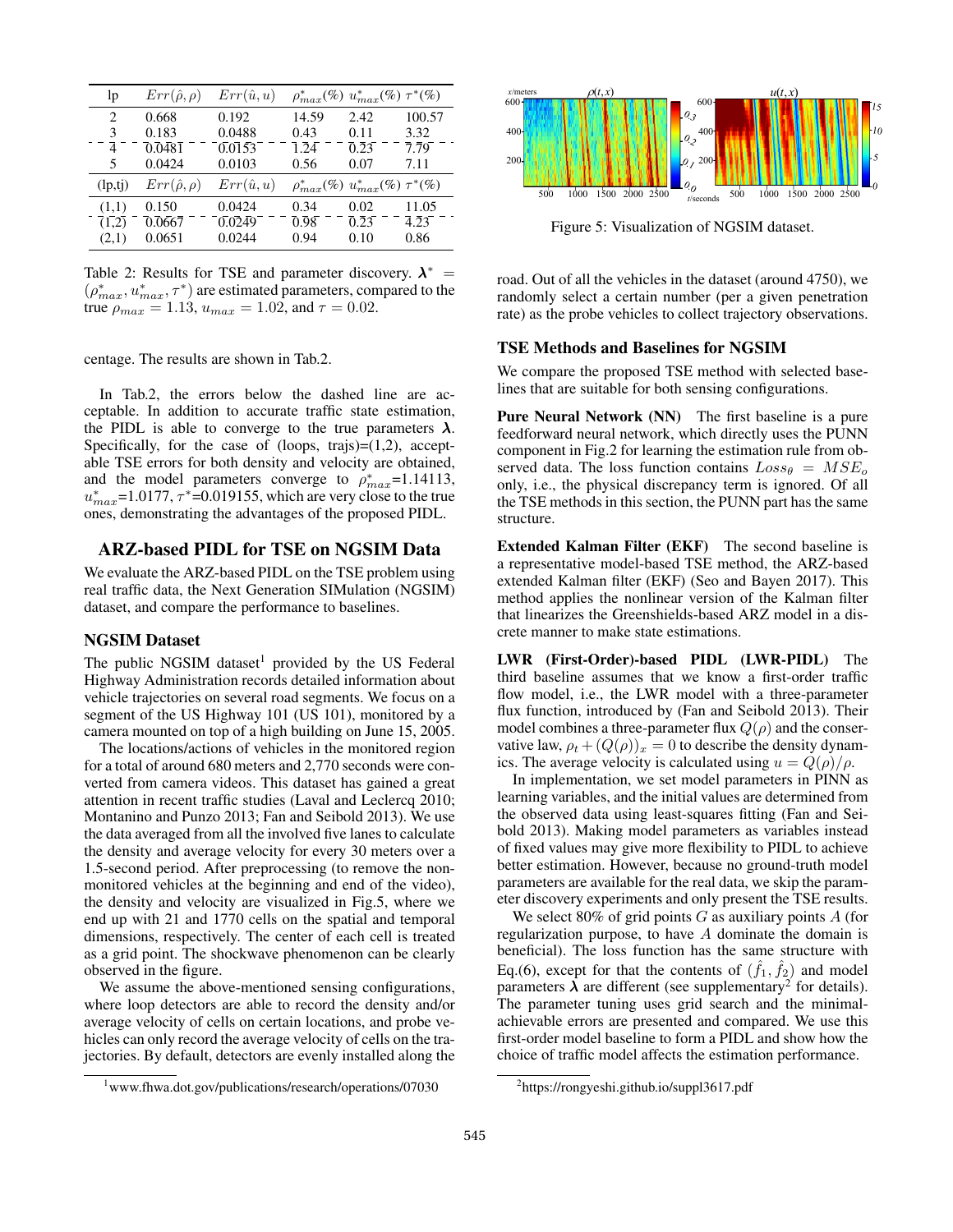| lp | $Err(\hat{\rho}, \rho)$ | $Err(\hat{u}, u)$ | $\rho^*_{max}(\%)$ | $u^*_{max}(\%)$ | $\tau^*(\%)$ |
|---|---|---|---|---|---|
| 2 | 0.668 | 0.192 | 14.59 | 2.42 | 100.57 |
| 3 | 0.183 | 0.0488 | 0.43 | 0.11 | 3.32 |
| 4 | 0.0481 | 0.0153 | 1.24 | 0.23 | 7.79 |
| 5 | 0.0424 | 0.0103 | 0.56 | 0.07 | 7.11 |
| (lp,tj) | $Err(\hat{\rho}, \rho)$ | $Err(\hat{u}, u)$ | $\rho^*_{max}(\%)$ | $u^*_{max}(\%)$ | $\tau^*(\%)$ |
| (1,1) | 0.150 | 0.0424 | 0.34 | 0.02 | 11.05 |
| (1,2) | 0.0667 | 0.0249 | 0.98 | 0.23 | 4.23 |
| (2,1) | 0.0651 | 0.0244 | 0.94 | 0.10 | 0.86 |

Table 2: Results for TSE and parameter discovery. $\boldsymbol{\lambda}^* = (\rho^*_{max}, u^*_{max}, \tau^*)$ are estimated parameters, compared to the true $\rho_{max} = 1.13$, $u_{max} = 1.02$, and $\tau = 0.02$.

centage. The results are shown in Tab.2.

In Tab.2, the errors below the dashed line are acceptable. In addition to accurate traffic state estimation, the PIDL is able to converge to the true parameters $\boldsymbol{\lambda}$. Specifically, for the case of (loops, trajs)=(1,2), acceptable TSE errors for both density and velocity are obtained, and the model parameters converge to $\rho^*_{max}$=1.14113, $u^*_{max}$=1.0177, $\tau^*$=0.019155, which are very close to the true ones, demonstrating the advantages of the proposed PIDL.

## ARZ-based PIDL for TSE on NGSIM Data

We evaluate the ARZ-based PIDL on the TSE problem using real traffic data, the Next Generation SIMulation (NGSIM) dataset, and compare the performance to baselines.

### NGSIM Dataset

The public NGSIM dataset[1] provided by the US Federal Highway Administration records detailed information about vehicle trajectories on several road segments. We focus on a segment of the US Highway 101 (US 101), monitored by a camera mounted on top of a high building on June 15, 2005.

The locations/actions of vehicles in the monitored region for a total of around 680 meters and 2,770 seconds were converted from camera videos. This dataset has gained a great attention in recent traffic studies (Laval and Leclercq 2010; Montanino and Punzo 2013; Fan and Seibold 2013). We use the data averaged from all the involved five lanes to calculate the density and average velocity for every 30 meters over a 1.5-second period. After preprocessing (to remove the non-monitored vehicles at the beginning and end of the video), the density and velocity are visualized in Fig.5, where we end up with 21 and 1770 cells on the spatial and temporal dimensions, respectively. The center of each cell is treated as a grid point. The shockwave phenomenon can be clearly observed in the figure.

We assume the above-mentioned sensing configurations, where loop detectors are able to record the density and/or average velocity of cells on certain locations, and probe vehicles can only record the average velocity of cells on the trajectories. By default, detectors are evenly installed along the road. Out of all the vehicles in the dataset (around 4750), we randomly select a certain number (per a given penetration rate) as the probe vehicles to collect trajectory observations.

[1] www.fhwa.dot.gov/publications/research/operations/07030

Figure 5: Visualization of NGSIM dataset.

### TSE Methods and Baselines for NGSIM

We compare the proposed TSE method with selected baselines that are suitable for both sensing configurations.

**Pure Neural Network (NN)** The first baseline is a pure feedforward neural network, which directly uses the PUNN component in Fig.2 for learning the estimation rule from observed data. The loss function contains $Loss_\theta = MSE_o$ only, i.e., the physical discrepancy term is ignored. Of all the TSE methods in this section, the PUNN part has the same structure.

**Extended Kalman Filter (EKF)** The second baseline is a representative model-based TSE method, the ARZ-based extended Kalman filter (EKF) (Seo and Bayen 2017). This method applies the nonlinear version of the Kalman filter that linearizes the Greenshields-based ARZ model in a discrete manner to make state estimations.

**LWR (First-Order)-based PIDL (LWR-PIDL)** The third baseline assumes that we know a first-order traffic flow model, i.e., the LWR model with a three-parameter flux function, introduced by (Fan and Seibold 2013). Their model combines a three-parameter flux $Q(\rho)$ and the conservative law, $\rho_t + (Q(\rho))_x = 0$ to describe the density dynamics. The average velocity is calculated using $u = Q(\rho)/\rho$.

In implementation, we set model parameters in PINN as learning variables, and the initial values are determined from the observed data using least-squares fitting (Fan and Seibold 2013). Making model parameters as variables instead of fixed values may give more flexibility to PIDL to achieve better estimation. However, because no ground-truth model parameters are available for the real data, we skip the parameter discovery experiments and only present the TSE results.

We select 80% of grid points $G$ as auxiliary points $A$ (for regularization purpose, to have $A$ dominate the domain is beneficial). The loss function has the same structure with Eq.(6), except for that the contents of $(\hat{f}_1, \hat{f}_2)$ and model parameters $\boldsymbol{\lambda}$ are different (see supplementary[2] for details). The parameter tuning uses grid search and the minimal-achievable errors are presented and compared. We use this first-order model baseline to form a PIDL and show how the choice of traffic model affects the estimation performance.

[2] https://rongyeshi.github.io/suppl3617.pdf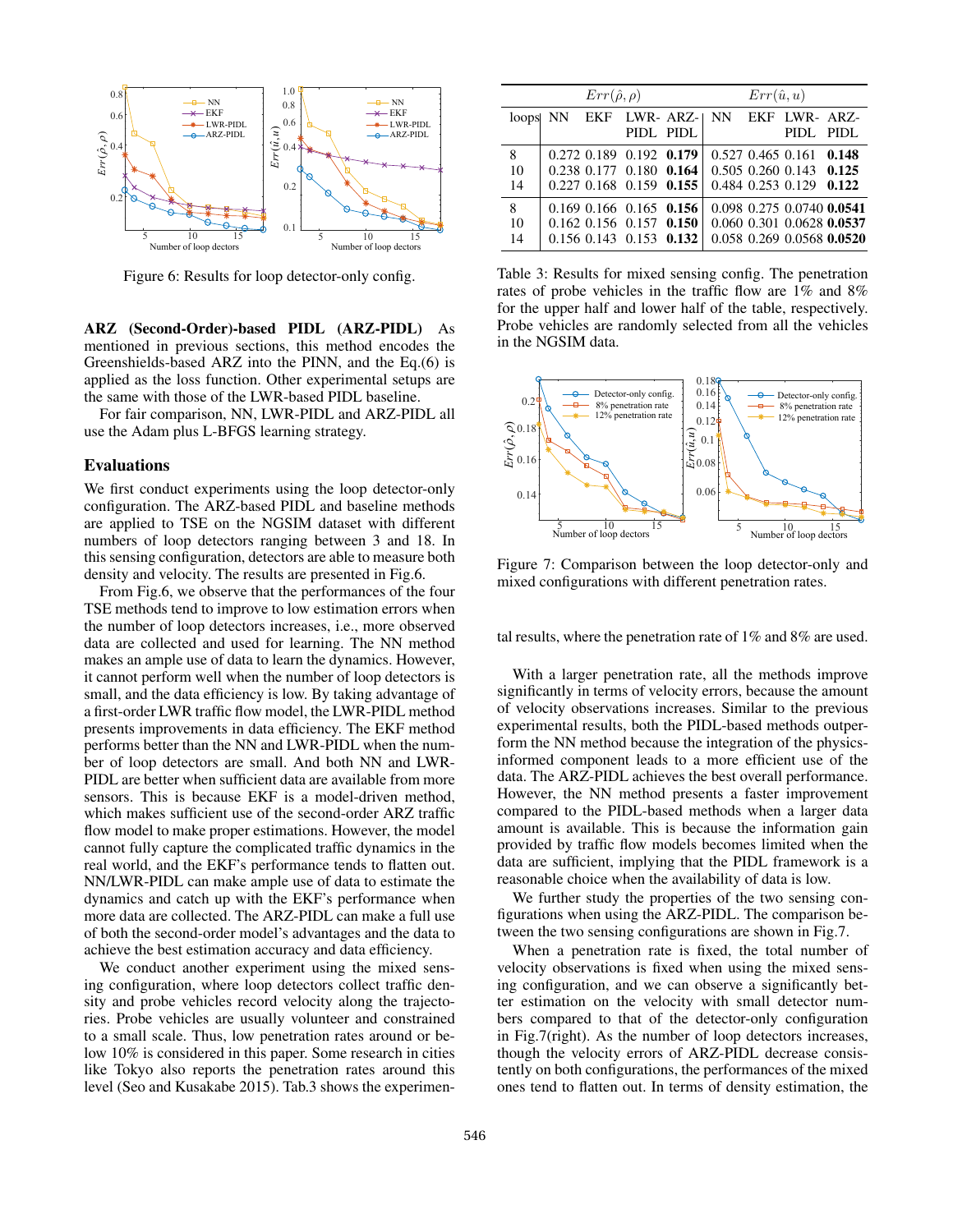Figure 6: Results for loop detector-only config.

**ARZ (Second-Order)-based PIDL (ARZ-PIDL)** As mentioned in previous sections, this method encodes the Greenshields-based ARZ into the PINN, and the Eq.(6) is applied as the loss function. Other experimental setups are the same with those of the LWR-based PIDL baseline.

For fair comparison, NN, LWR-PIDL and ARZ-PIDL all use the Adam plus L-BFGS learning strategy.

## Evaluations

We first conduct experiments using the loop detector-only configuration. The ARZ-based PIDL and baseline methods are applied to TSE on the NGSIM dataset with different numbers of loop detectors ranging between 3 and 18. In this sensing configuration, detectors are able to measure both density and velocity. The results are presented in Fig.6.

From Fig.6, we observe that the performances of the four TSE methods tend to improve to low estimation errors when the number of loop detectors increases, i.e., more observed data are collected and used for learning. The NN method makes an ample use of data to learn the dynamics. However, it cannot perform well when the number of loop detectors is small, and the data efficiency is low. By taking advantage of a first-order LWR traffic flow model, the LWR-PIDL method presents improvements in data efficiency. The EKF method performs better than the NN and LWR-PIDL when the number of loop detectors are small. And both NN and LWR-PIDL are better when sufficient data are available from more sensors. This is because EKF is a model-driven method, which makes sufficient use of the second-order ARZ traffic flow model to make proper estimations. However, the model cannot fully capture the complicated traffic dynamics in the real world, and the EKF's performance tends to flatten out. NN/LWR-PIDL can make ample use of data to estimate the dynamics and catch up with the EKF's performance when more data are collected. The ARZ-PIDL can make a full use of both the second-order model's advantages and the data to achieve the best estimation accuracy and data efficiency.

We conduct another experiment using the mixed sensing configuration, where loop detectors collect traffic density and probe vehicles record velocity along the trajectories. Probe vehicles are usually volunteer and constrained to a small scale. Thus, low penetration rates around or below 10% is considered in this paper. Some research in cities like Tokyo also reports the penetration rates around this level (Seo and Kusakabe 2015). Tab.3 shows the experimental results, where the penetration rate of 1% and 8% are used.

| | $Err(\hat{\rho},\rho)$ | | | | $Err(\hat{u},u)$ | | | |
|---|---|---|---|---|---|---|---|---|
| loops | NN | EKF | LWR-PIDL | ARZ-PIDL | NN | EKF | LWR-PIDL | ARZ-PIDL |
| 8 | 0.272 | 0.189 | 0.192 | **0.179** | 0.527 | 0.465 | 0.161 | **0.148** |
| 10 | 0.238 | 0.177 | 0.180 | **0.164** | 0.505 | 0.260 | 0.143 | **0.125** |
| 14 | 0.227 | 0.168 | 0.159 | **0.155** | 0.484 | 0.253 | 0.129 | **0.122** |
| 8 | 0.169 | 0.166 | 0.165 | **0.156** | 0.098 | 0.275 | 0.0740 | **0.0541** |
| 10 | 0.162 | 0.156 | 0.157 | **0.150** | 0.060 | 0.301 | 0.0628 | **0.0537** |
| 14 | 0.156 | 0.143 | 0.153 | **0.132** | 0.058 | 0.269 | 0.0568 | **0.0520** |

Table 3: Results for mixed sensing config. The penetration rates of probe vehicles in the traffic flow are 1% and 8% for the upper half and lower half of the table, respectively. Probe vehicles are randomly selected from all the vehicles in the NGSIM data.

Figure 7: Comparison between the loop detector-only and mixed configurations with different penetration rates.

With a larger penetration rate, all the methods improve significantly in terms of velocity errors, because the amount of velocity observations increases. Similar to the previous experimental results, both the PIDL-based methods outperform the NN method because the integration of the physics-informed component leads to a more efficient use of the data. The ARZ-PIDL achieves the best overall performance. However, the NN method presents a faster improvement compared to the PIDL-based methods when a larger data amount is available. This is because the information gain provided by traffic flow models becomes limited when the data are sufficient, implying that the PIDL framework is a reasonable choice when the availability of data is low.

We further study the properties of the two sensing configurations when using the ARZ-PIDL. The comparison between the two sensing configurations are shown in Fig.7.

When a penetration rate is fixed, the total number of velocity observations is fixed when using the mixed sensing configuration, and we can observe a significantly better estimation on the velocity with small detector numbers compared to that of the detector-only configuration in Fig.7(right). As the number of loop detectors increases, though the velocity errors of ARZ-PIDL decrease consistently on both configurations, the performances of the mixed ones tend to flatten out. In terms of density estimation, the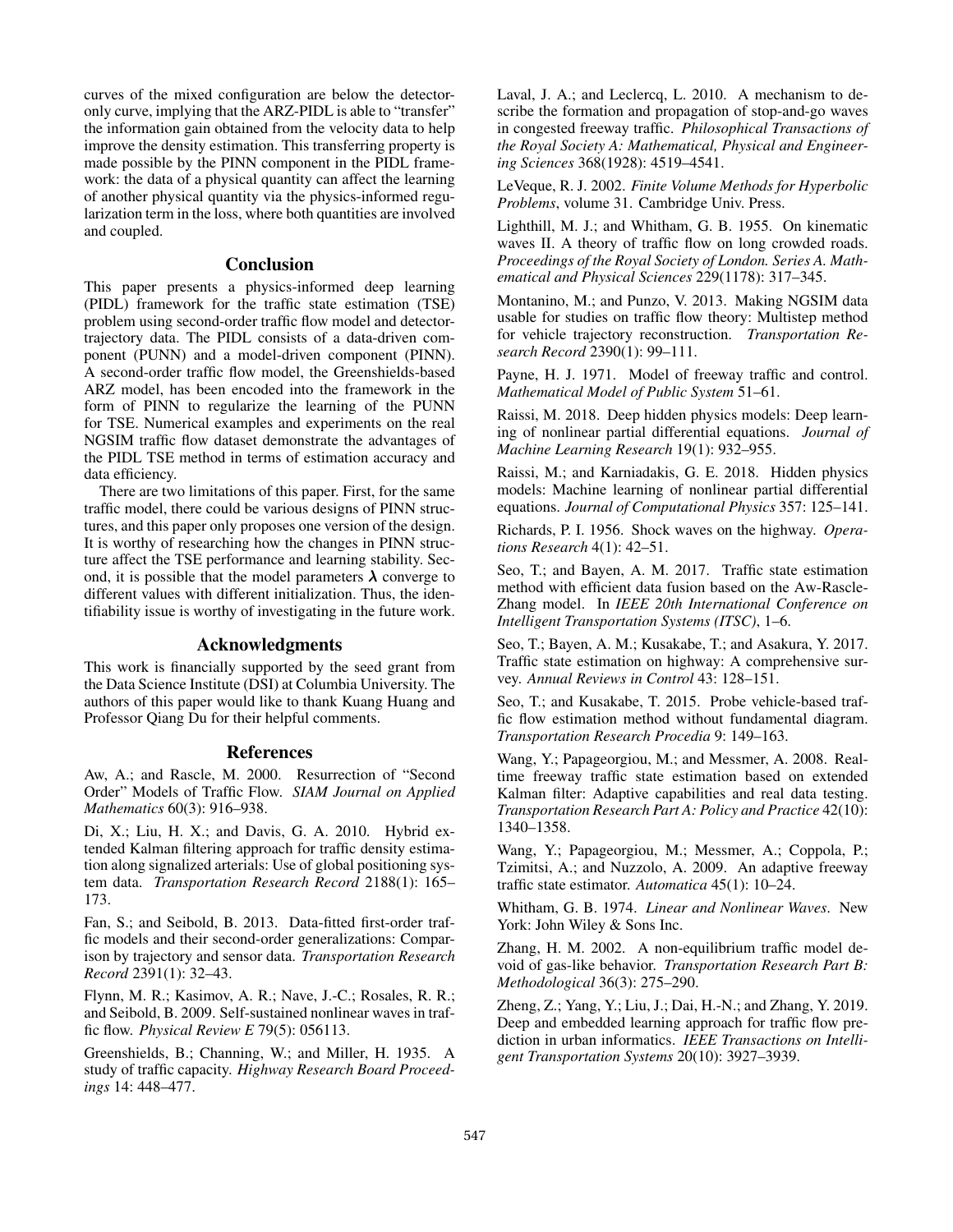curves of the mixed configuration are below the detector-only curve, implying that the ARZ-PIDL is able to "transfer" the information gain obtained from the velocity data to help improve the density estimation. This transferring property is made possible by the PINN component in the PIDL framework: the data of a physical quantity can affect the learning of another physical quantity via the physics-informed regularization term in the loss, where both quantities are involved and coupled.

## Conclusion

This paper presents a physics-informed deep learning (PIDL) framework for the traffic state estimation (TSE) problem using second-order traffic flow model and detector-trajectory data. The PIDL consists of a data-driven component (PUNN) and a model-driven component (PINN). A second-order traffic flow model, the Greenshields-based ARZ model, has been encoded into the framework in the form of PINN to regularize the learning of the PUNN for TSE. Numerical examples and experiments on the real NGSIM traffic flow dataset demonstrate the advantages of the PIDL TSE method in terms of estimation accuracy and data efficiency.

There are two limitations of this paper. First, for the same traffic model, there could be various designs of PINN structures, and this paper only proposes one version of the design. It is worthy of researching how the changes in PINN structure affect the TSE performance and learning stability. Second, it is possible that the model parameters $\boldsymbol{\lambda}$ converge to different values with different initialization. Thus, the identifiability issue is worthy of investigating in the future work.

## Acknowledgments

This work is financially supported by the seed grant from the Data Science Institute (DSI) at Columbia University. The authors of this paper would like to thank Kuang Huang and Professor Qiang Du for their helpful comments.

## References

Aw, A.; and Rascle, M. 2000. Resurrection of "Second Order" Models of Traffic Flow. *SIAM Journal on Applied Mathematics* 60(3): 916–938.

Di, X.; Liu, H. X.; and Davis, G. A. 2010. Hybrid extended Kalman filtering approach for traffic density estimation along signalized arterials: Use of global positioning system data. *Transportation Research Record* 2188(1): 165–173.

Fan, S.; and Seibold, B. 2013. Data-fitted first-order traffic models and their second-order generalizations: Comparison by trajectory and sensor data. *Transportation Research Record* 2391(1): 32–43.

Flynn, M. R.; Kasimov, A. R.; Nave, J.-C.; Rosales, R. R.; and Seibold, B. 2009. Self-sustained nonlinear waves in traffic flow. *Physical Review E* 79(5): 056113.

Greenshields, B.; Channing, W.; and Miller, H. 1935. A study of traffic capacity. *Highway Research Board Proceedings* 14: 448–477.

Laval, J. A.; and Leclercq, L. 2010. A mechanism to describe the formation and propagation of stop-and-go waves in congested freeway traffic. *Philosophical Transactions of the Royal Society A: Mathematical, Physical and Engineering Sciences* 368(1928): 4519–4541.

LeVeque, R. J. 2002. *Finite Volume Methods for Hyperbolic Problems*, volume 31. Cambridge Univ. Press.

Lighthill, M. J.; and Whitham, G. B. 1955. On kinematic waves II. A theory of traffic flow on long crowded roads. *Proceedings of the Royal Society of London. Series A. Mathematical and Physical Sciences* 229(1178): 317–345.

Montanino, M.; and Punzo, V. 2013. Making NGSIM data usable for studies on traffic flow theory: Multistep method for vehicle trajectory reconstruction. *Transportation Research Record* 2390(1): 99–111.

Payne, H. J. 1971. Model of freeway traffic and control. *Mathematical Model of Public System* 51–61.

Raissi, M. 2018. Deep hidden physics models: Deep learning of nonlinear partial differential equations. *Journal of Machine Learning Research* 19(1): 932–955.

Raissi, M.; and Karniadakis, G. E. 2018. Hidden physics models: Machine learning of nonlinear partial differential equations. *Journal of Computational Physics* 357: 125–141.

Richards, P. I. 1956. Shock waves on the highway. *Operations Research* 4(1): 42–51.

Seo, T.; and Bayen, A. M. 2017. Traffic state estimation method with efficient data fusion based on the Aw-Rascle-Zhang model. In *IEEE 20th International Conference on Intelligent Transportation Systems (ITSC)*, 1–6.

Seo, T.; Bayen, A. M.; Kusakabe, T.; and Asakura, Y. 2017. Traffic state estimation on highway: A comprehensive survey. *Annual Reviews in Control* 43: 128–151.

Seo, T.; and Kusakabe, T. 2015. Probe vehicle-based traffic flow estimation method without fundamental diagram. *Transportation Research Procedia* 9: 149–163.

Wang, Y.; Papageorgiou, M.; and Messmer, A. 2008. Real-time freeway traffic state estimation based on extended Kalman filter: Adaptive capabilities and real data testing. *Transportation Research Part A: Policy and Practice* 42(10): 1340–1358.

Wang, Y.; Papageorgiou, M.; Messmer, A.; Coppola, P.; Tzimitsi, A.; and Nuzzolo, A. 2009. An adaptive freeway traffic state estimator. *Automatica* 45(1): 10–24.

Whitham, G. B. 1974. *Linear and Nonlinear Waves*. New York: John Wiley & Sons Inc.

Zhang, H. M. 2002. A non-equilibrium traffic model devoid of gas-like behavior. *Transportation Research Part B: Methodological* 36(3): 275–290.

Zheng, Z.; Yang, Y.; Liu, J.; Dai, H.-N.; and Zhang, Y. 2019. Deep and embedded learning approach for traffic flow prediction in urban informatics. *IEEE Transactions on Intelligent Transportation Systems* 20(10): 3927–3939.